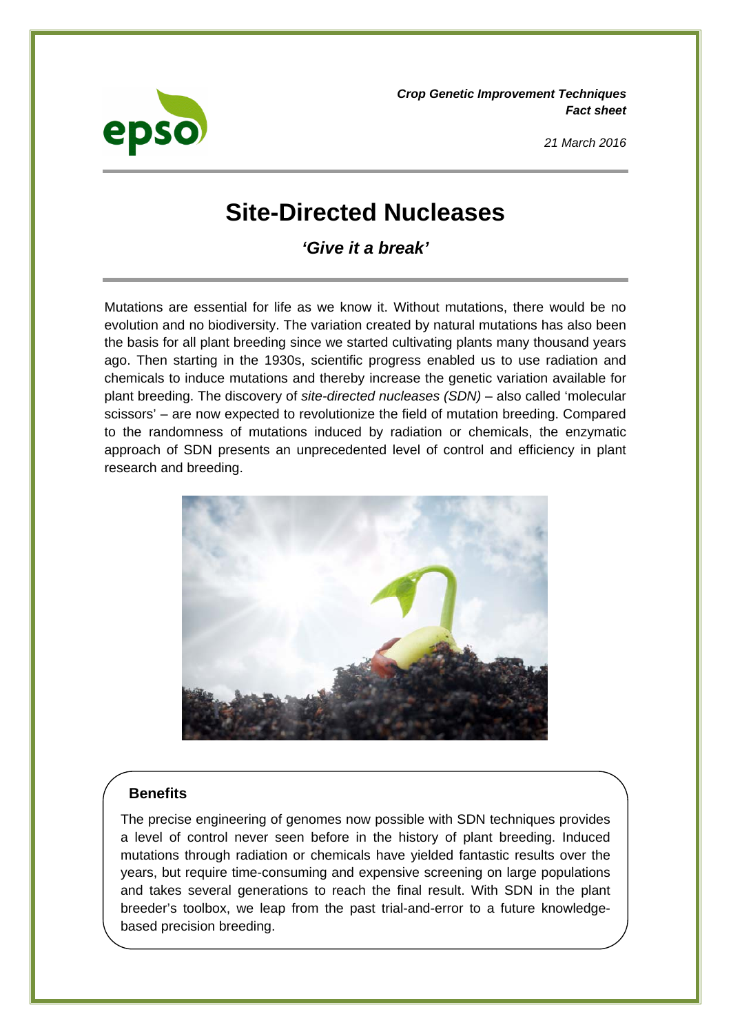*Crop Genetic Improvement Techniques*
***Fact sheet***

*21 March 2016*

# Site-Directed Nucleases

## *'Give it a break'*

Mutations are essential for life as we know it. Without mutations, there would be no evolution and no biodiversity. The variation created by natural mutations has also been the basis for all plant breeding since we started cultivating plants many thousand years ago. Then starting in the 1930s, scientific progress enabled us to use radiation and chemicals to induce mutations and thereby increase the genetic variation available for plant breeding. The discovery of *site-directed nucleases (SDN)* – also called 'molecular scissors' – are now expected to revolutionize the field of mutation breeding. Compared to the randomness of mutations induced by radiation or chemicals, the enzymatic approach of SDN presents an unprecedented level of control and efficiency in plant research and breeding.

### Benefits

The precise engineering of genomes now possible with SDN techniques provides a level of control never seen before in the history of plant breeding. Induced mutations through radiation or chemicals have yielded fantastic results over the years, but require time-consuming and expensive screening on large populations and takes several generations to reach the final result. With SDN in the plant breeder's toolbox, we leap from the past trial-and-error to a future knowledge-based precision breeding.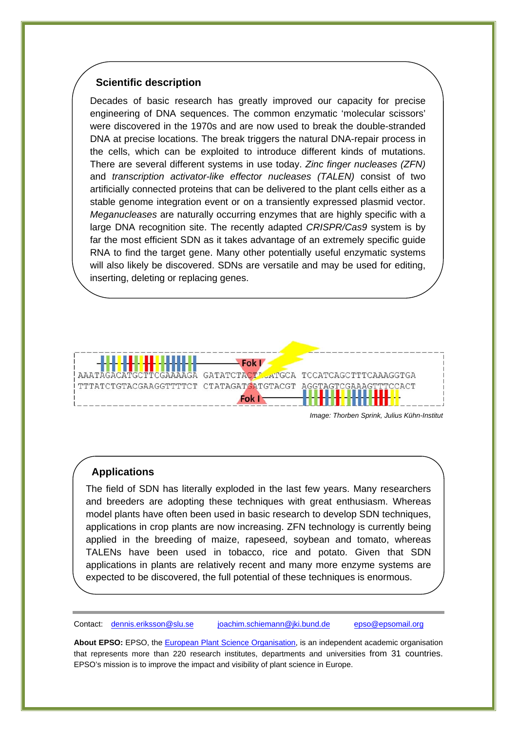## Scientific description

Decades of basic research has greatly improved our capacity for precise engineering of DNA sequences. The common enzymatic 'molecular scissors' were discovered in the 1970s and are now used to break the double-stranded DNA at precise locations. The break triggers the natural DNA-repair process in the cells, which can be exploited to introduce different kinds of mutations. There are several different systems in use today. *Zinc finger nucleases (ZFN)* and *transcription activator-like effector nucleases (TALEN)* consist of two artificially connected proteins that can be delivered to the plant cells either as a stable genome integration event or on a transiently expressed plasmid vector. *Meganucleases* are naturally occurring enzymes that are highly specific with a large DNA recognition site. The recently adapted *CRISPR/Cas9* system is by far the most efficient SDN as it takes advantage of an extremely specific guide RNA to find the target gene. Many other potentially useful enzymatic systems will also likely be discovered. SDNs are versatile and may be used for editing, inserting, deleting or replacing genes.

Fok I

AAATAGACATGCTTCGAAAAGA GATATCTACTACATGCA TCCATCAGCTTTCAAAGGTGA

TTTATCTGTACGAAGGTTTTCT CTATAGATGATGTACGT AGGTAGTCGAAAGTTTCCACT

Fok I

*Image: Thorben Sprink, Julius Kühn-Institut*

## Applications

The field of SDN has literally exploded in the last few years. Many researchers and breeders are adopting these techniques with great enthusiasm. Whereas model plants have often been used in basic research to develop SDN techniques, applications in crop plants are now increasing. ZFN technology is currently being applied in the breeding of maize, rapeseed, soybean and tomato, whereas TALENs have been used in tobacco, rice and potato. Given that SDN applications in plants are relatively recent and many more enzyme systems are expected to be discovered, the full potential of these techniques is enormous.

---

Contact: dennis.eriksson@slu.se joachim.schiemann@jki.bund.de epso@epsomail.org

**About EPSO:** EPSO, the European Plant Science Organisation, is an independent academic organisation that represents more than 220 research institutes, departments and universities from 31 countries. EPSO's mission is to improve the impact and visibility of plant science in Europe.